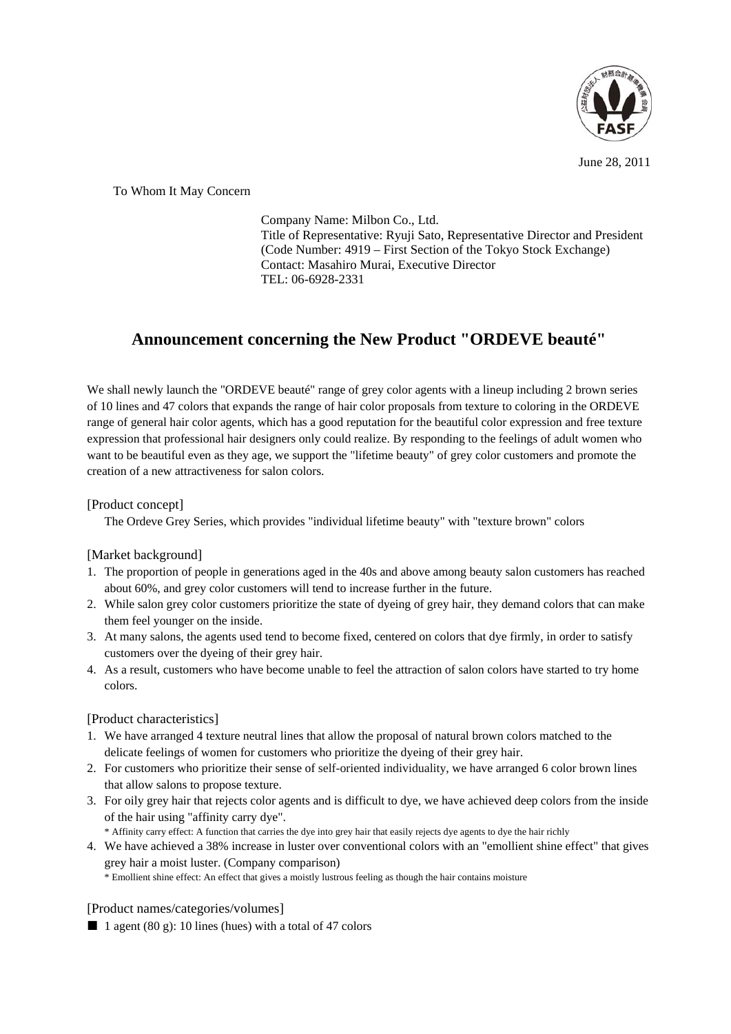June 28, 2011

To Whom It May Concern

Company Name: Milbon Co., Ltd.
Title of Representative: Ryuji Sato, Representative Director and President
(Code Number: 4919 – First Section of the Tokyo Stock Exchange)
Contact: Masahiro Murai, Executive Director
TEL: 06-6928-2331

# Announcement concerning the New Product "ORDEVE beauté"

We shall newly launch the "ORDEVE beauté" range of grey color agents with a lineup including 2 brown series of 10 lines and 47 colors that expands the range of hair color proposals from texture to coloring in the ORDEVE range of general hair color agents, which has a good reputation for the beautiful color expression and free texture expression that professional hair designers only could realize. By responding to the feelings of adult women who want to be beautiful even as they age, we support the "lifetime beauty" of grey color customers and promote the creation of a new attractiveness for salon colors.

[Product concept]

The Ordeve Grey Series, which provides "individual lifetime beauty" with "texture brown" colors

[Market background]

1. The proportion of people in generations aged in the 40s and above among beauty salon customers has reached about 60%, and grey color customers will tend to increase further in the future.
2. While salon grey color customers prioritize the state of dyeing of grey hair, they demand colors that can make them feel younger on the inside.
3. At many salons, the agents used tend to become fixed, centered on colors that dye firmly, in order to satisfy customers over the dyeing of their grey hair.
4. As a result, customers who have become unable to feel the attraction of salon colors have started to try home colors.

[Product characteristics]

1. We have arranged 4 texture neutral lines that allow the proposal of natural brown colors matched to the delicate feelings of women for customers who prioritize the dyeing of their grey hair.
2. For customers who prioritize their sense of self-oriented individuality, we have arranged 6 color brown lines that allow salons to propose texture.
3. For oily grey hair that rejects color agents and is difficult to dye, we have achieved deep colors from the inside of the hair using "affinity carry dye".
   * Affinity carry effect: A function that carries the dye into grey hair that easily rejects dye agents to dye the hair richly
4. We have achieved a 38% increase in luster over conventional colors with an "emollient shine effect" that gives grey hair a moist luster. (Company comparison)
   * Emollient shine effect: An effect that gives a moistly lustrous feeling as though the hair contains moisture

[Product names/categories/volumes]

■ 1 agent (80 g): 10 lines (hues) with a total of 47 colors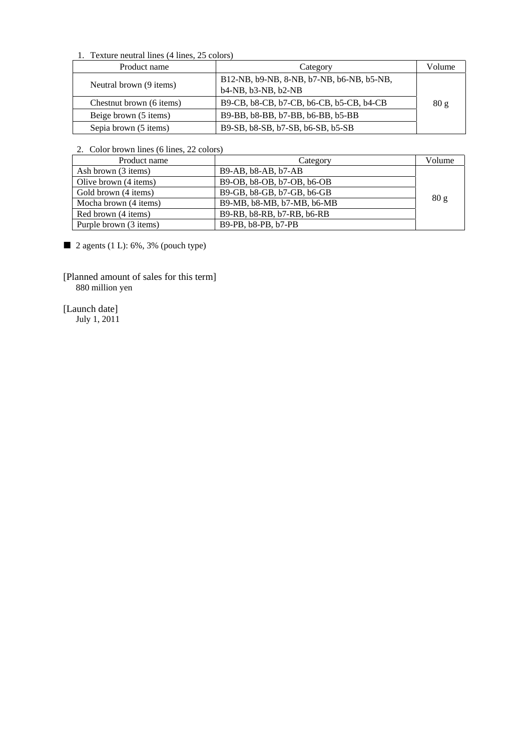1. Texture neutral lines (4 lines, 25 colors)

| Product name | Category | Volume |
|---|---|---|
| Neutral brown (9 items) | B12-NB, b9-NB, 8-NB, b7-NB, b6-NB, b5-NB, b4-NB, b3-NB, b2-NB | 80 g |
| Chestnut brown (6 items) | B9-CB, b8-CB, b7-CB, b6-CB, b5-CB, b4-CB | |
| Beige brown (5 items) | B9-BB, b8-BB, b7-BB, b6-BB, b5-BB | |
| Sepia brown (5 items) | B9-SB, b8-SB, b7-SB, b6-SB, b5-SB | |

2. Color brown lines (6 lines, 22 colors)

| Product name | Category | Volume |
|---|---|---|
| Ash brown (3 items) | B9-AB, b8-AB, b7-AB | 80 g |
| Olive brown (4 items) | B9-OB, b8-OB, b7-OB, b6-OB | |
| Gold brown (4 items) | B9-GB, b8-GB, b7-GB, b6-GB | |
| Mocha brown (4 items) | B9-MB, b8-MB, b7-MB, b6-MB | |
| Red brown (4 items) | B9-RB, b8-RB, b7-RB, b6-RB | |
| Purple brown (3 items) | B9-PB, b8-PB, b7-PB | |

■ 2 agents (1 L): 6%, 3% (pouch type)

[Planned amount of sales for this term]
880 million yen

[Launch date]
July 1, 2011